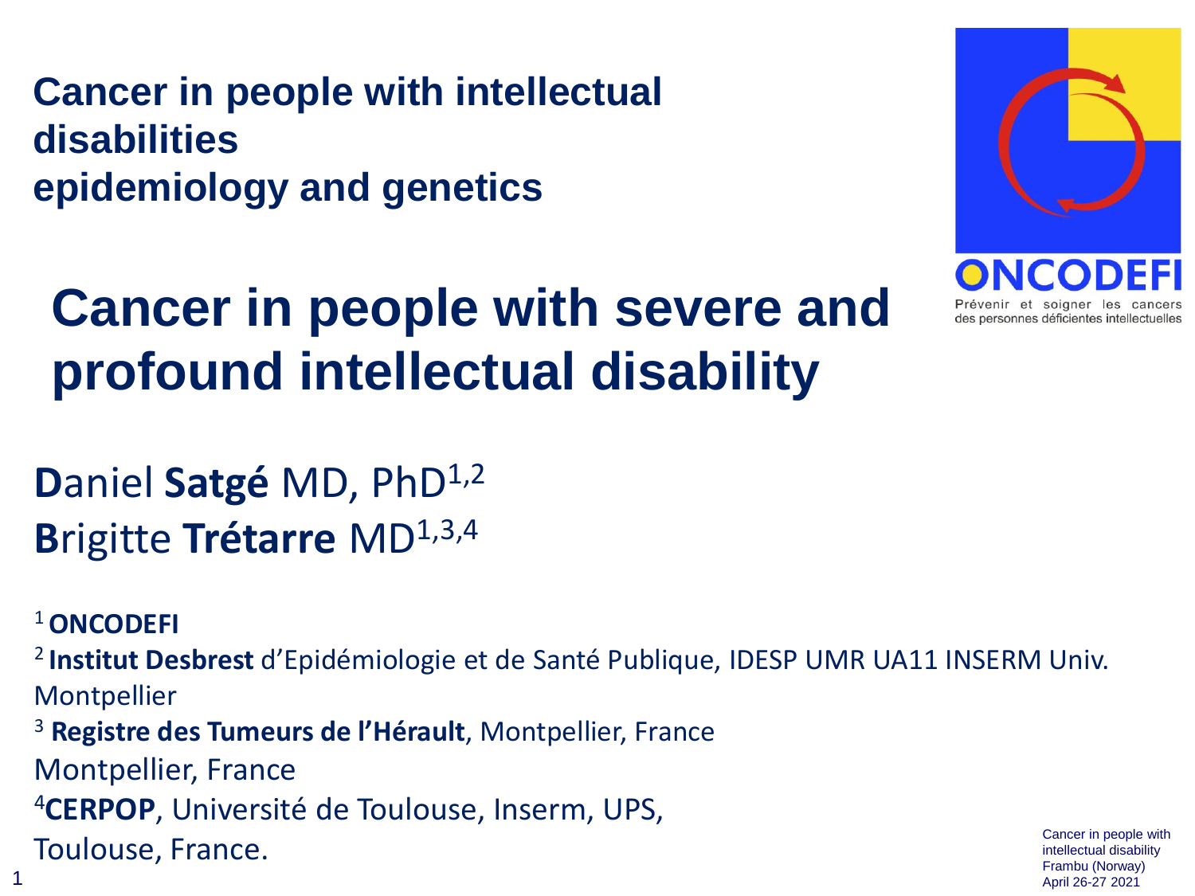**Cancer in people with intellectual disabilities**
**epidemiology and genetics**

ONCODEFI

Prévenir et soigner les cancers des personnes déficientes intellectuelles

# Cancer in people with severe and profound intellectual disability

**D**aniel **Satgé** MD, PhD[1,2]
**B**rigitte **Trétarre** MD[1,3,4]

[1] **ONCODEFI**

[2] **Institut Desbrest** d'Epidémiologie et de Santé Publique, IDESP UMR UA11 INSERM Univ. Montpellier

[3] **Registre des Tumeurs de l'Hérault**, Montpellier, France
Montpellier, France

[4] **CERPOP**, Université de Toulouse, Inserm, UPS,
Toulouse, France.

Cancer in people with intellectual disability
Frambu (Norway)
April 26-27 2021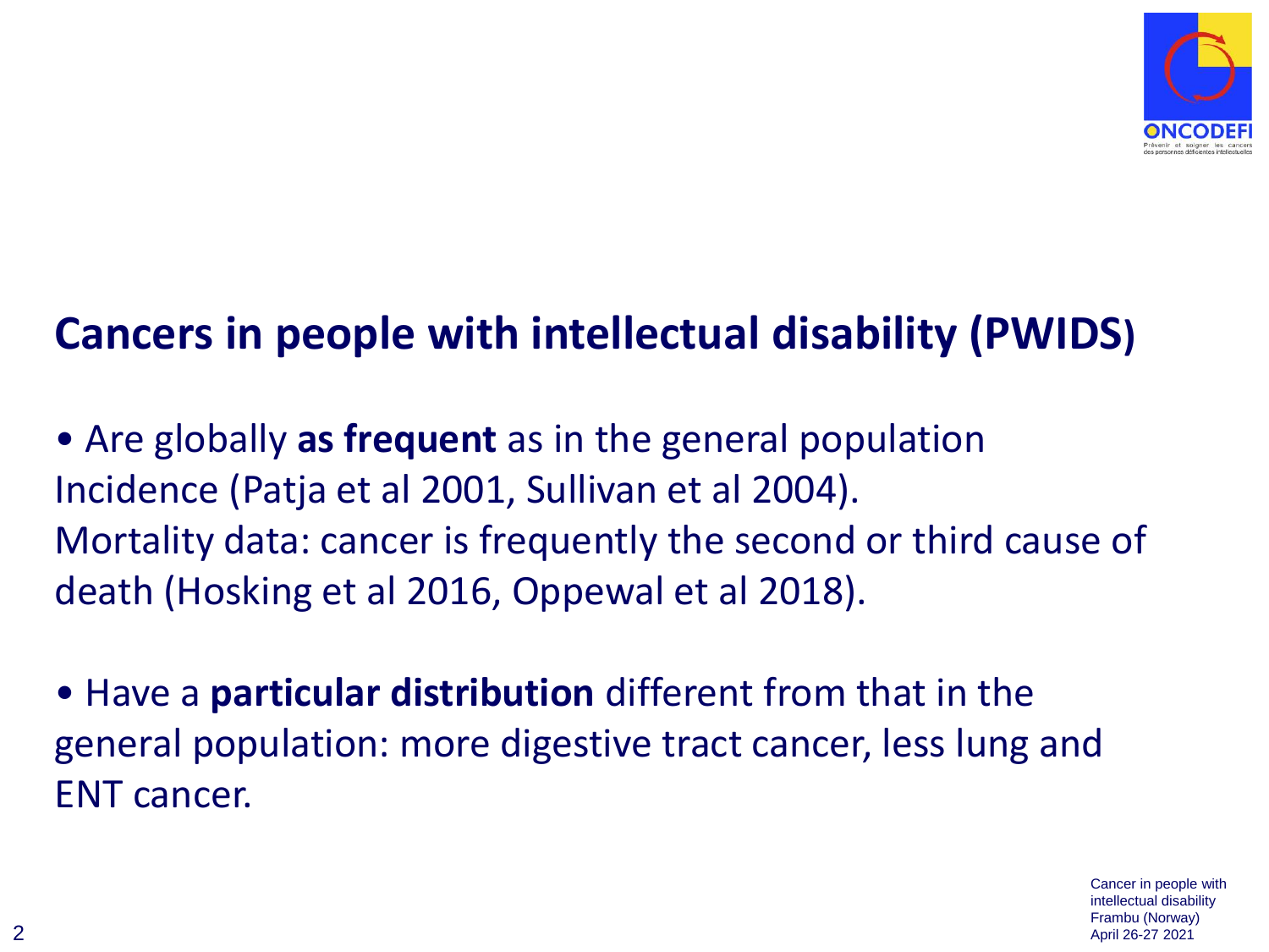# Cancers in people with intellectual disability (PWIDS)

- Are globally **as frequent** as in the general population
Incidence (Patja et al 2001, Sullivan et al 2004).
Mortality data: cancer is frequently the second or third cause of death (Hosking et al 2016, Oppewal et al 2018).

- Have a **particular distribution** different from that in the general population: more digestive tract cancer, less lung and ENT cancer.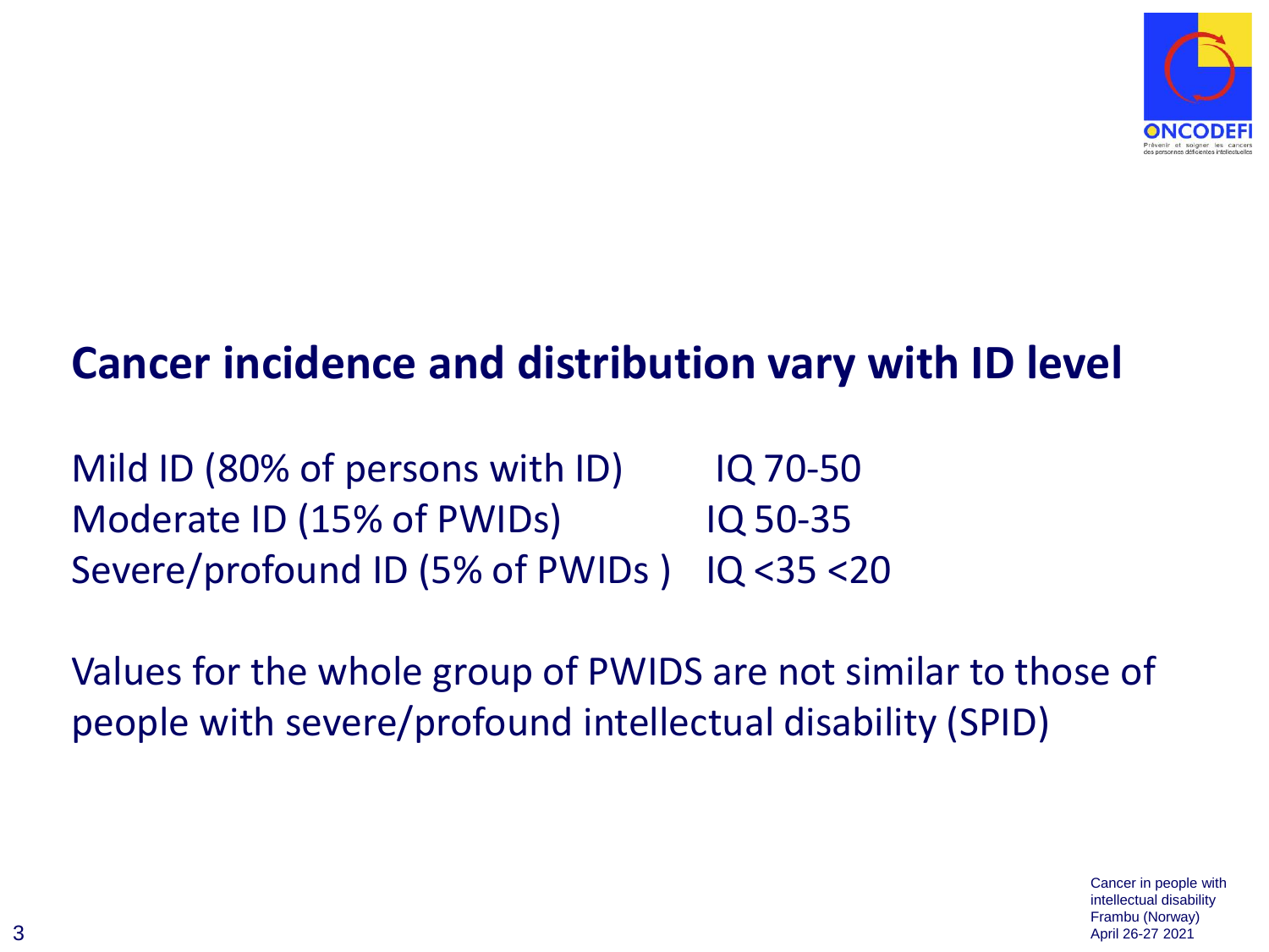## Cancer incidence and distribution vary with ID level

| | |
|---|---|
| Mild ID (80% of persons with ID) | IQ 70-50 |
| Moderate ID (15% of PWIDs) | IQ 50-35 |
| Severe/profound ID (5% of PWIDs ) | IQ <35 <20 |

Values for the whole group of PWIDS are not similar to those of people with severe/profound intellectual disability (SPID)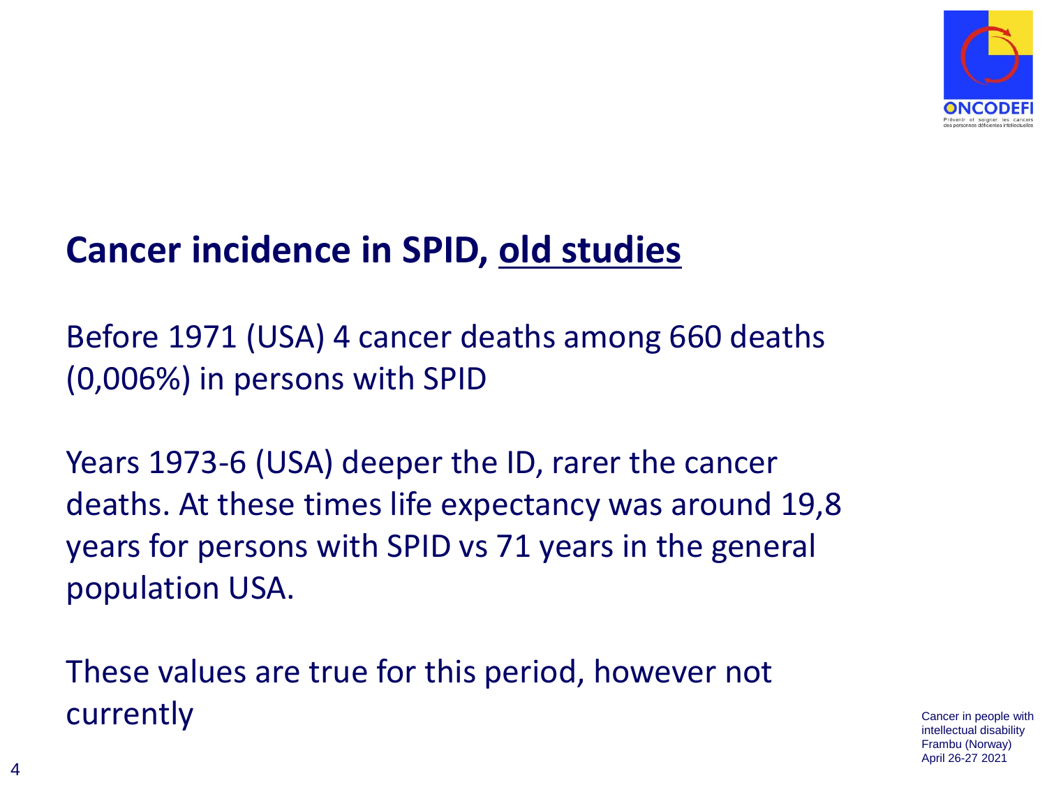## Cancer incidence in SPID, <u>old studies</u>

Before 1971 (USA) 4 cancer deaths among 660 deaths (0,006%) in persons with SPID

Years 1973-6 (USA) deeper the ID, rarer the cancer deaths. At these times life expectancy was around 19,8 years for persons with SPID vs 71 years in the general population USA.

These values are true for this period, however not currently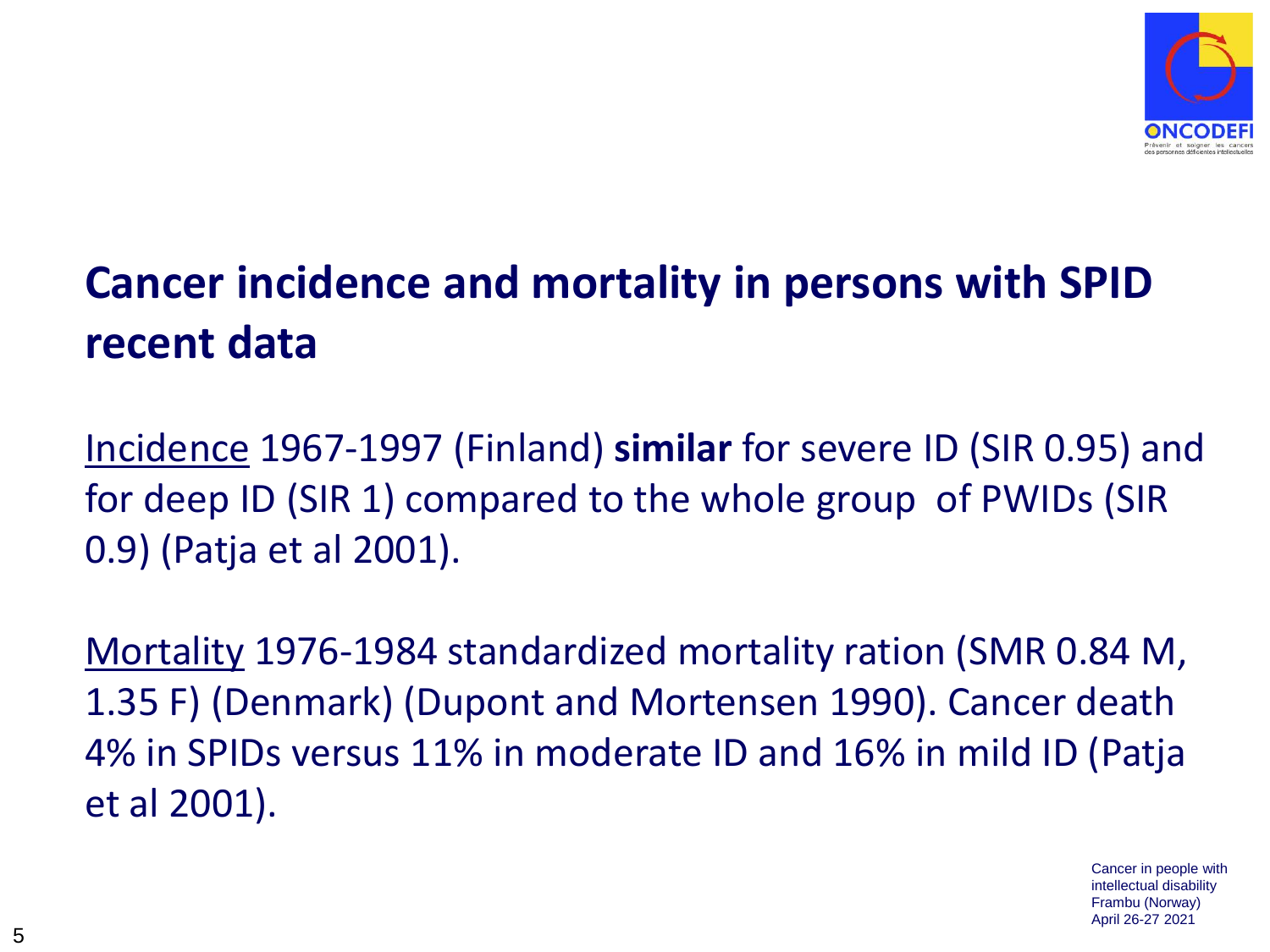## Cancer incidence and mortality in persons with SPID recent data

Incidence 1967-1997 (Finland) **similar** for severe ID (SIR 0.95) and for deep ID (SIR 1) compared to the whole group of PWIDs (SIR 0.9) (Patja et al 2001).

Mortality 1976-1984 standardized mortality ration (SMR 0.84 M, 1.35 F) (Denmark) (Dupont and Mortensen 1990). Cancer death 4% in SPIDs versus 11% in moderate ID and 16% in mild ID (Patja et al 2001).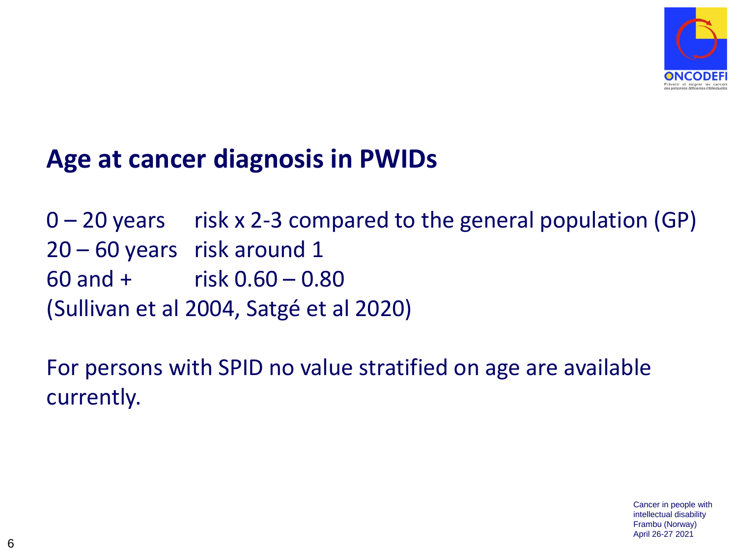## Age at cancer diagnosis in PWIDs

| | |
|---|---|
| 0 – 20 years | risk x 2-3 compared to the general population (GP) |
| 20 – 60 years | risk around 1 |
| 60 and + | risk 0.60 – 0.80 |

(Sullivan et al 2004, Satgé et al 2020)

For persons with SPID no value stratified on age are available currently.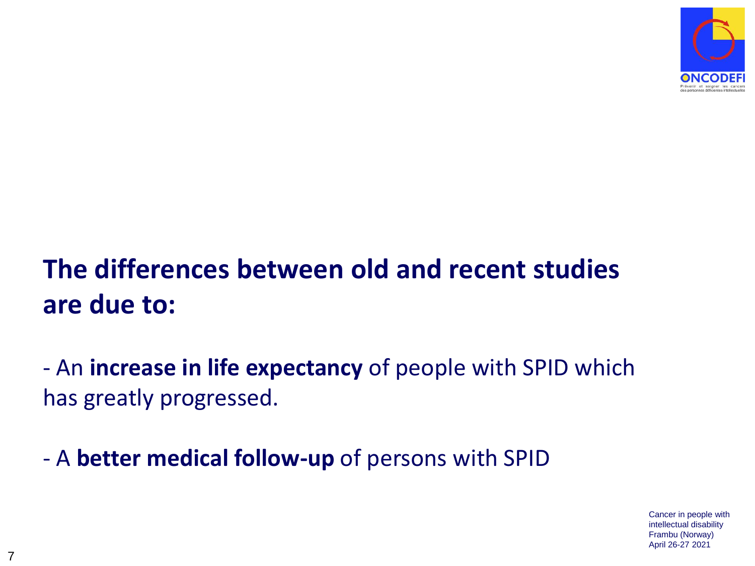## The differences between old and recent studies are due to:

- An **increase in life expectancy** of people with SPID which has greatly progressed.

- A **better medical follow-up** of persons with SPID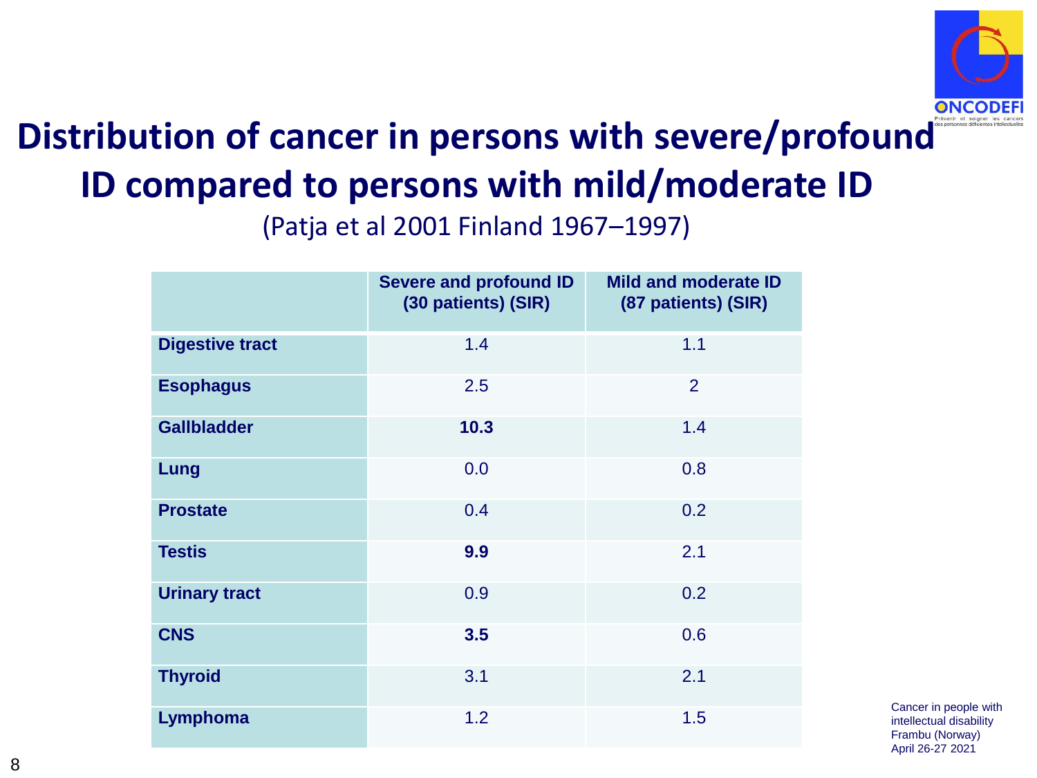# Distribution of cancer in persons with severe/profound ID compared to persons with mild/moderate ID

(Patja et al 2001 Finland 1967–1997)

| | Severe and profound ID (30 patients) (SIR) | Mild and moderate ID (87 patients) (SIR) |
|---|---|---|
| **Digestive tract** | 1.4 | 1.1 |
| **Esophagus** | 2.5 | 2 |
| **Gallbladder** | **10.3** | 1.4 |
| **Lung** | 0.0 | 0.8 |
| **Prostate** | 0.4 | 0.2 |
| **Testis** | **9.9** | 2.1 |
| **Urinary tract** | 0.9 | 0.2 |
| **CNS** | **3.5** | 0.6 |
| **Thyroid** | 3.1 | 2.1 |
| **Lymphoma** | 1.2 | 1.5 |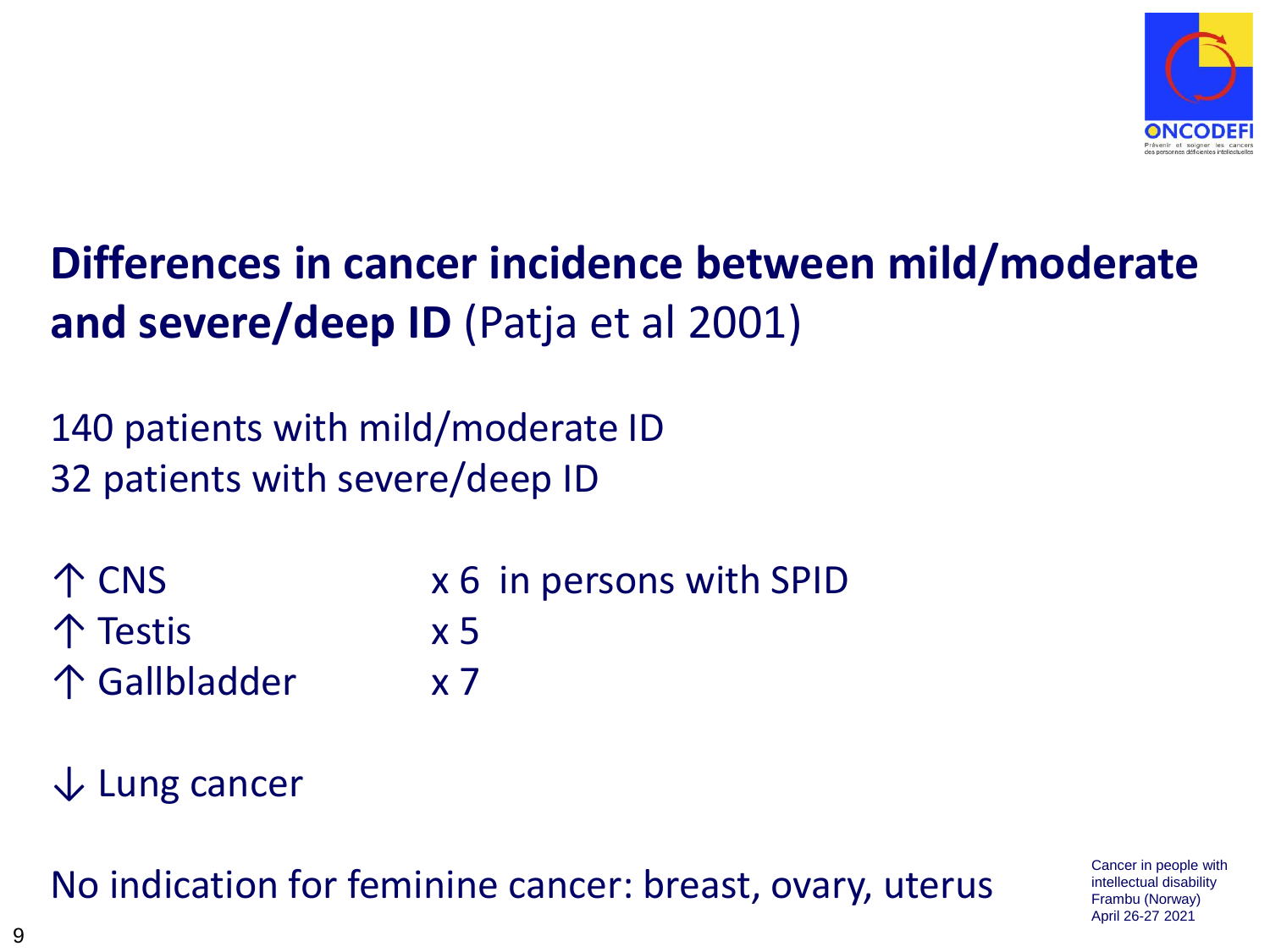# **Differences in cancer incidence between mild/moderate and severe/deep ID** (Patja et al 2001)

140 patients with mild/moderate ID
32 patients with severe/deep ID

| | |
|---|---|
| ↑ CNS | x 6 in persons with SPID |
| ↑ Testis | x 5 |
| ↑ Gallbladder | x 7 |

↓ Lung cancer

No indication for feminine cancer: breast, ovary, uterus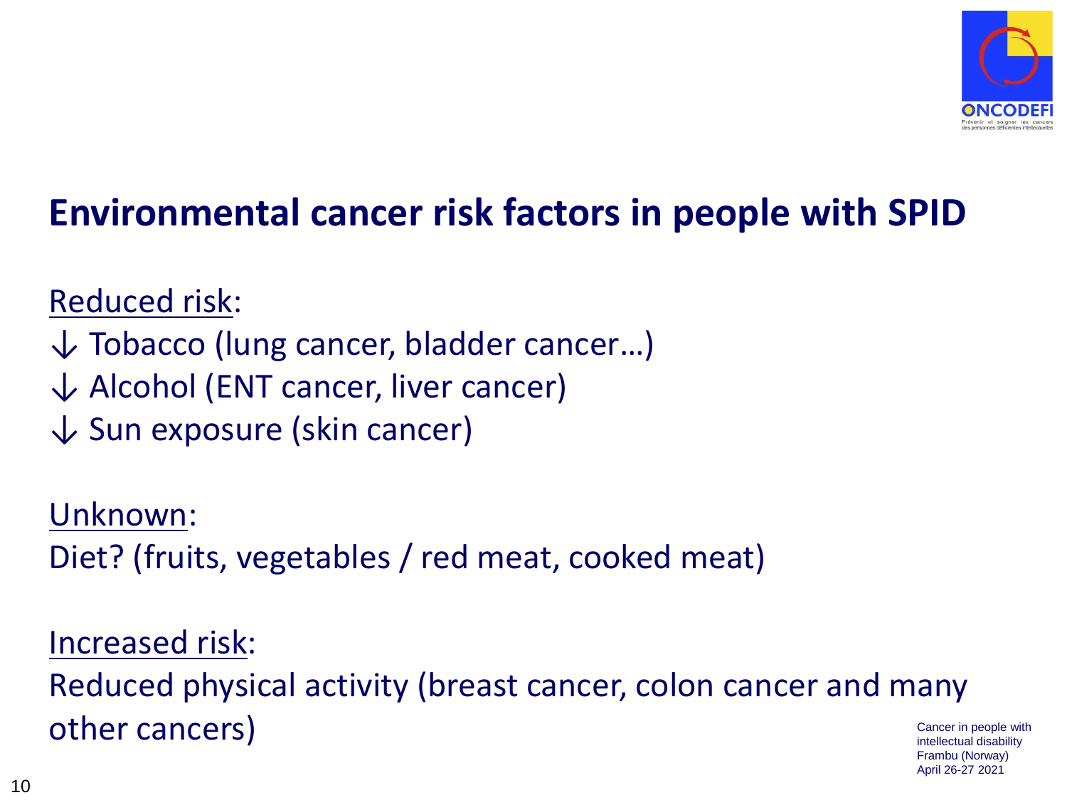## Environmental cancer risk factors in people with SPID

Reduced risk:

↓ Tobacco (lung cancer, bladder cancer…)

↓ Alcohol (ENT cancer, liver cancer)

↓ Sun exposure (skin cancer)

Unknown:

Diet? (fruits, vegetables / red meat, cooked meat)

Increased risk:

Reduced physical activity (breast cancer, colon cancer and many other cancers)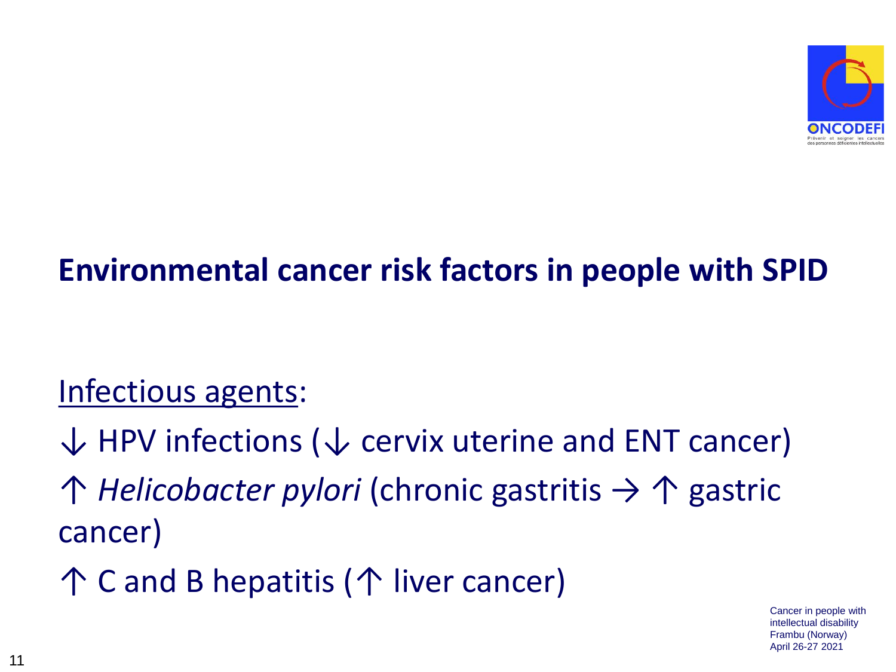## Environmental cancer risk factors in people with SPID

Infectious agents:

↓ HPV infections (↓ cervix uterine and ENT cancer)

↑ *Helicobacter pylori* (chronic gastritis → ↑ gastric cancer)

↑ C and B hepatitis (↑ liver cancer)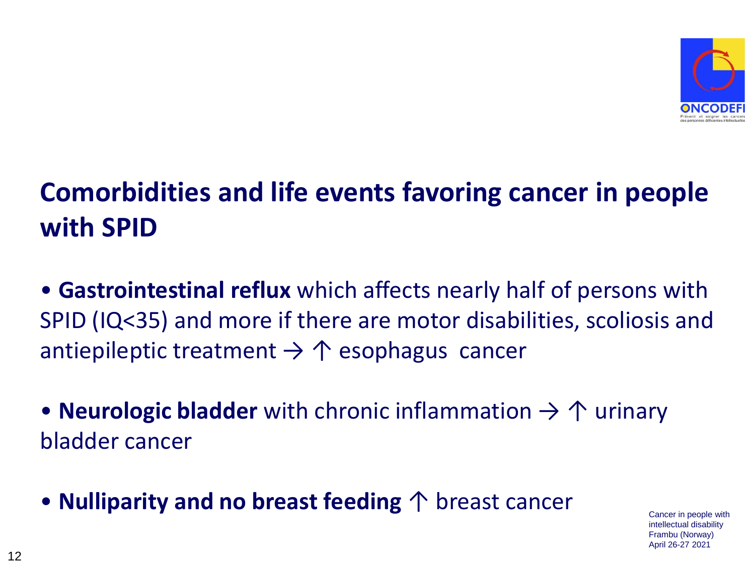# Comorbidities and life events favoring cancer in people with SPID

- **Gastrointestinal reflux** which affects nearly half of persons with SPID (IQ<35) and more if there are motor disabilities, scoliosis and antiepileptic treatment → ↑ esophagus cancer

- **Neurologic bladder** with chronic inflammation → ↑ urinary bladder cancer

- **Nulliparity and no breast feeding** ↑ breast cancer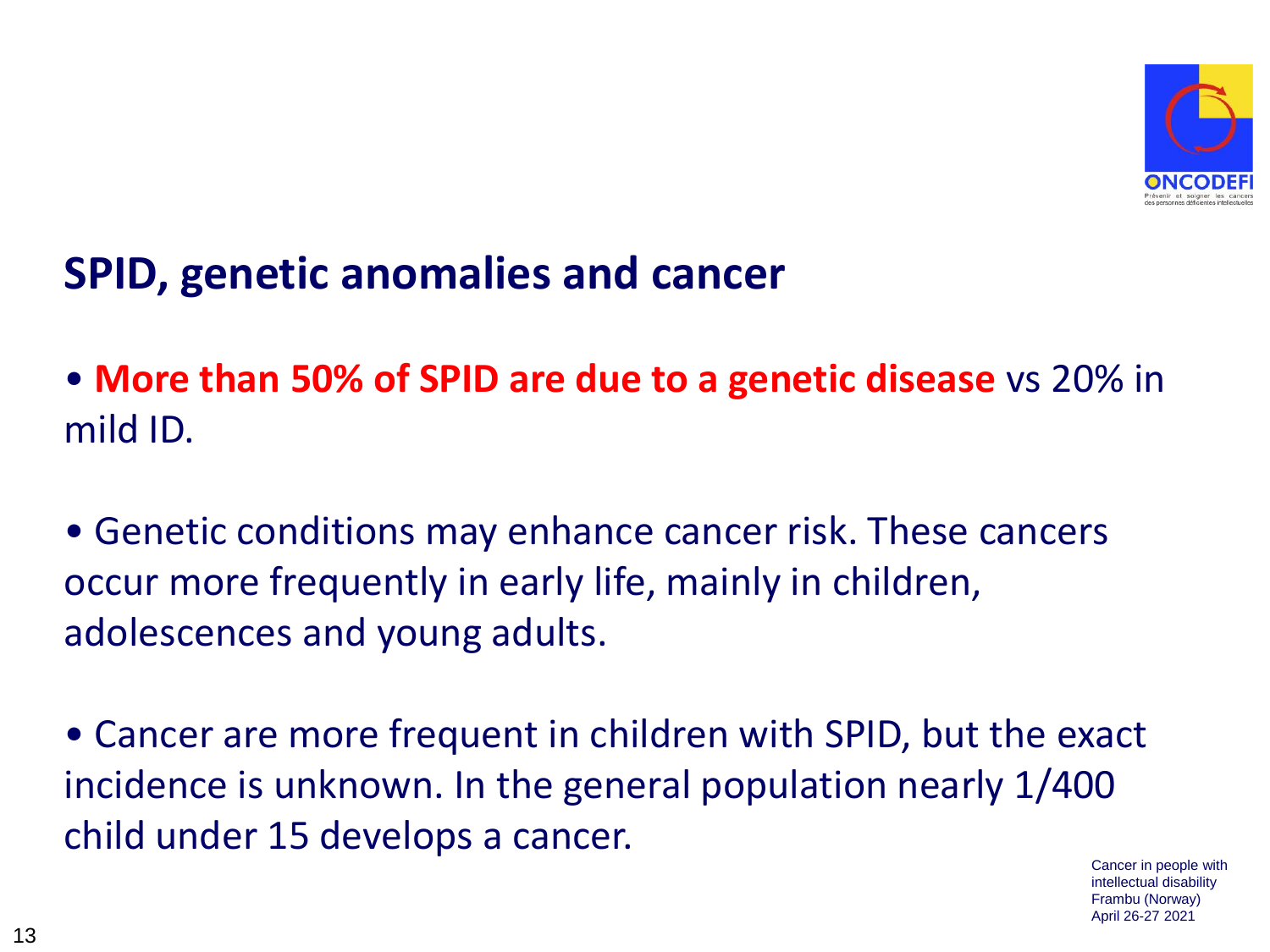## SPID, genetic anomalies and cancer

- **More than 50% of SPID are due to a genetic disease** vs 20% in mild ID.

- Genetic conditions may enhance cancer risk. These cancers occur more frequently in early life, mainly in children, adolescences and young adults.

- Cancer are more frequent in children with SPID, but the exact incidence is unknown. In the general population nearly 1/400 child under 15 develops a cancer.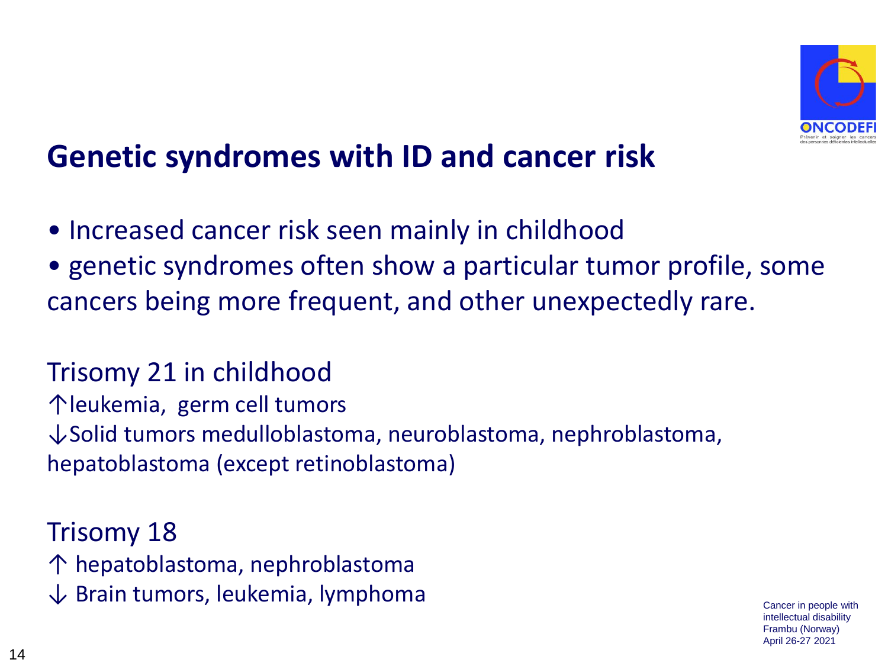# Genetic syndromes with ID and cancer risk

- Increased cancer risk seen mainly in childhood
- genetic syndromes often show a particular tumor profile, some cancers being more frequent, and other unexpectedly rare.

Trisomy 21 in childhood

↑leukemia, germ cell tumors

↓Solid tumors medulloblastoma, neuroblastoma, nephroblastoma, hepatoblastoma (except retinoblastoma)

Trisomy 18

↑ hepatoblastoma, nephroblastoma

↓ Brain tumors, leukemia, lymphoma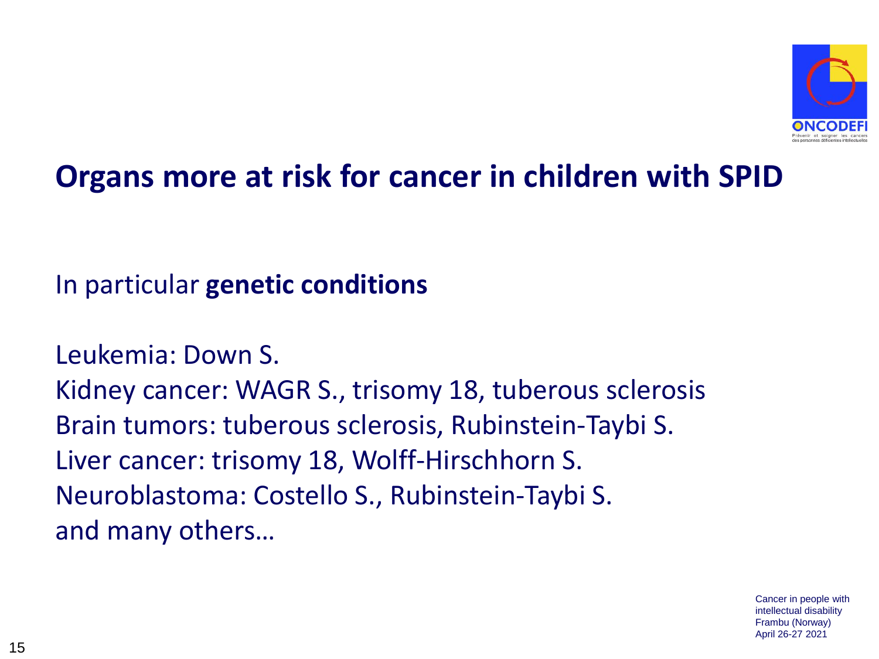# Organs more at risk for cancer in children with SPID

In particular **genetic conditions**

Leukemia: Down S.
Kidney cancer: WAGR S., trisomy 18, tuberous sclerosis
Brain tumors: tuberous sclerosis, Rubinstein-Taybi S.
Liver cancer: trisomy 18, Wolff-Hirschhorn S.
Neuroblastoma: Costello S., Rubinstein-Taybi S.
and many others…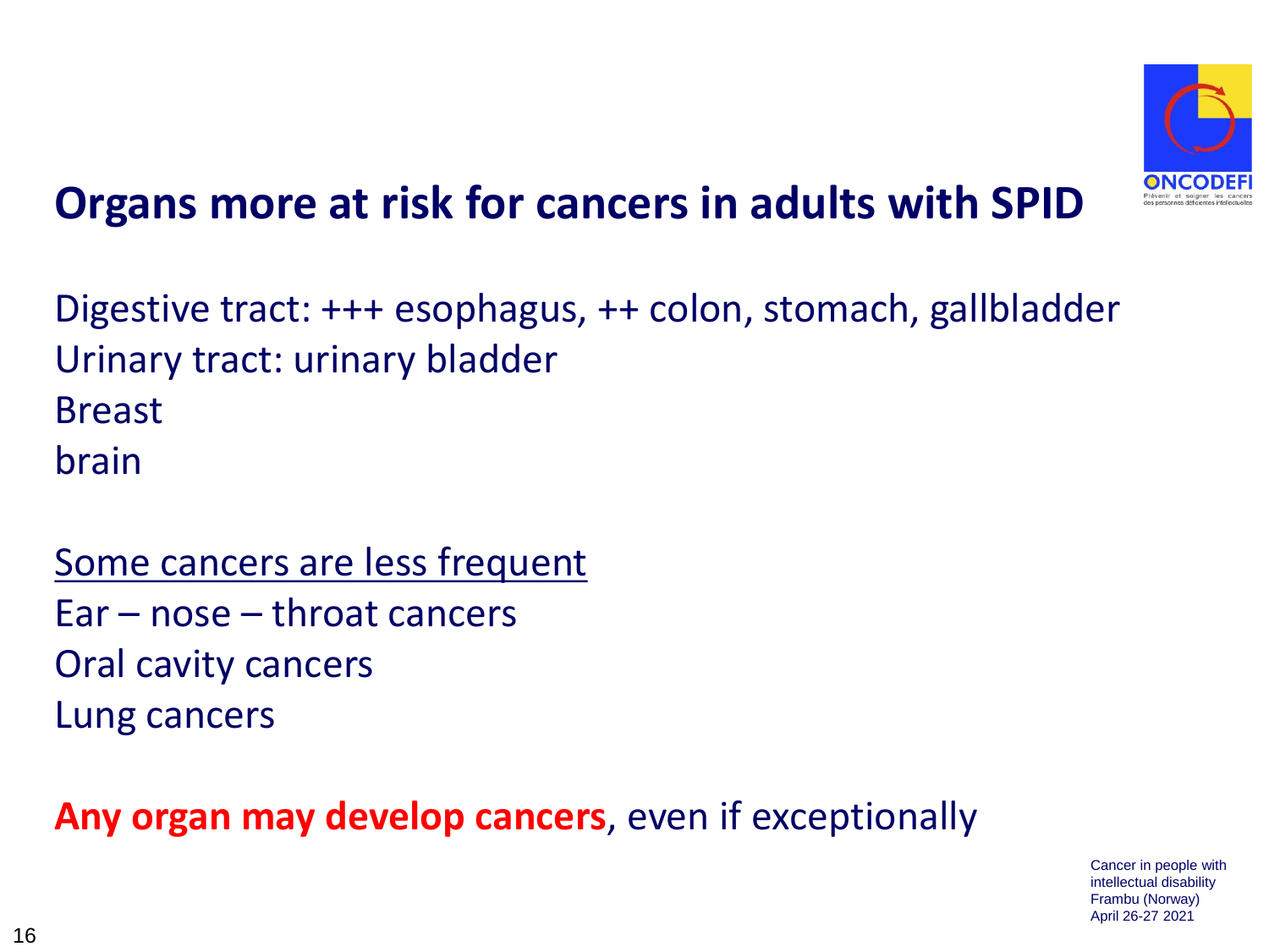# Organs more at risk for cancers in adults with SPID

Digestive tract: +++ esophagus, ++ colon, stomach, gallbladder
Urinary tract: urinary bladder
Breast
brain

<u>Some cancers are less frequent</u>
Ear – nose – throat cancers
Oral cavity cancers
Lung cancers

**Any organ may develop cancers**, even if exceptionally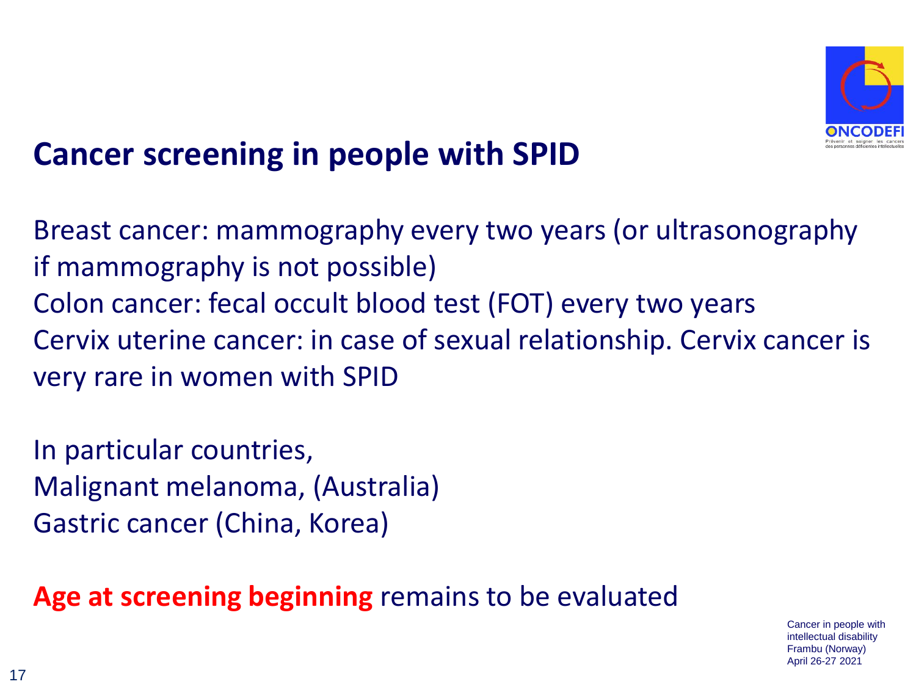# Cancer screening in people with SPID

Breast cancer: mammography every two years (or ultrasonography if mammography is not possible)
Colon cancer: fecal occult blood test (FOT) every two years
Cervix uterine cancer: in case of sexual relationship. Cervix cancer is very rare in women with SPID

In particular countries,
Malignant melanoma, (Australia)
Gastric cancer (China, Korea)

**Age at screening beginning** remains to be evaluated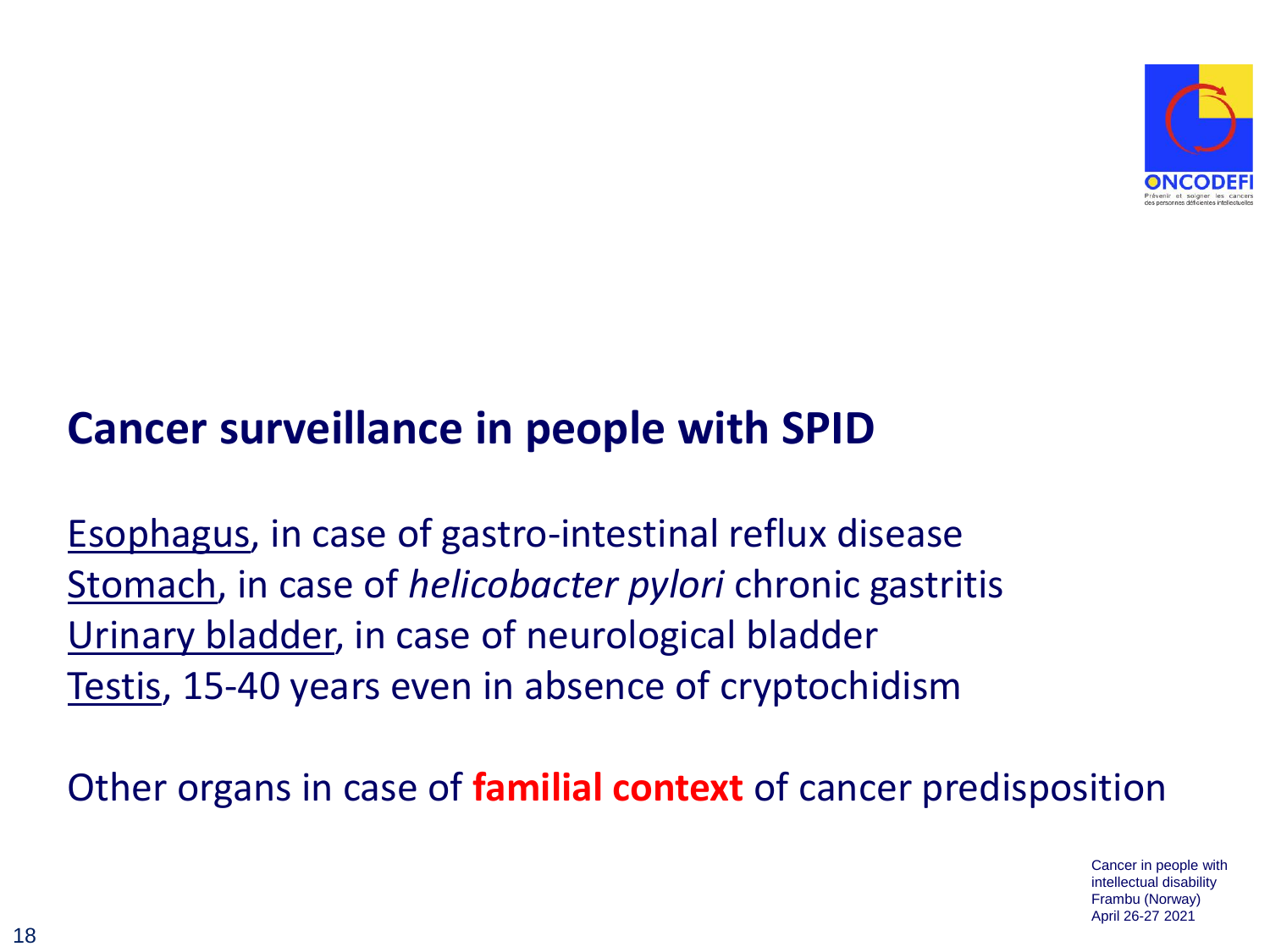## Cancer surveillance in people with SPID

Esophagus, in case of gastro-intestinal reflux disease
Stomach, in case of *helicobacter pylori* chronic gastritis
Urinary bladder, in case of neurological bladder
Testis, 15-40 years even in absence of cryptochidism

Other organs in case of **familial context** of cancer predisposition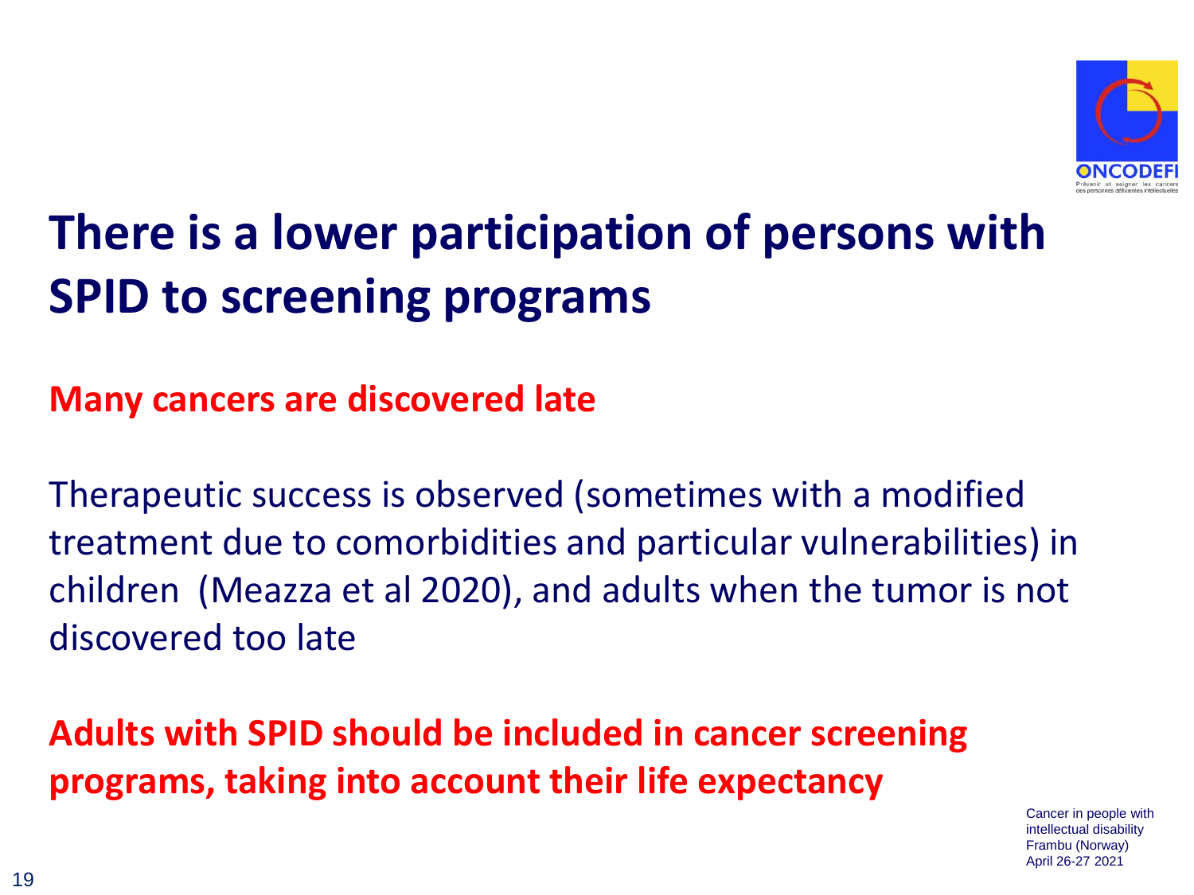# There is a lower participation of persons with SPID to screening programs

**Many cancers are discovered late**

Therapeutic success is observed (sometimes with a modified treatment due to comorbidities and particular vulnerabilities) in children (Meazza et al 2020), and adults when the tumor is not discovered too late

**Adults with SPID should be included in cancer screening programs, taking into account their life expectancy**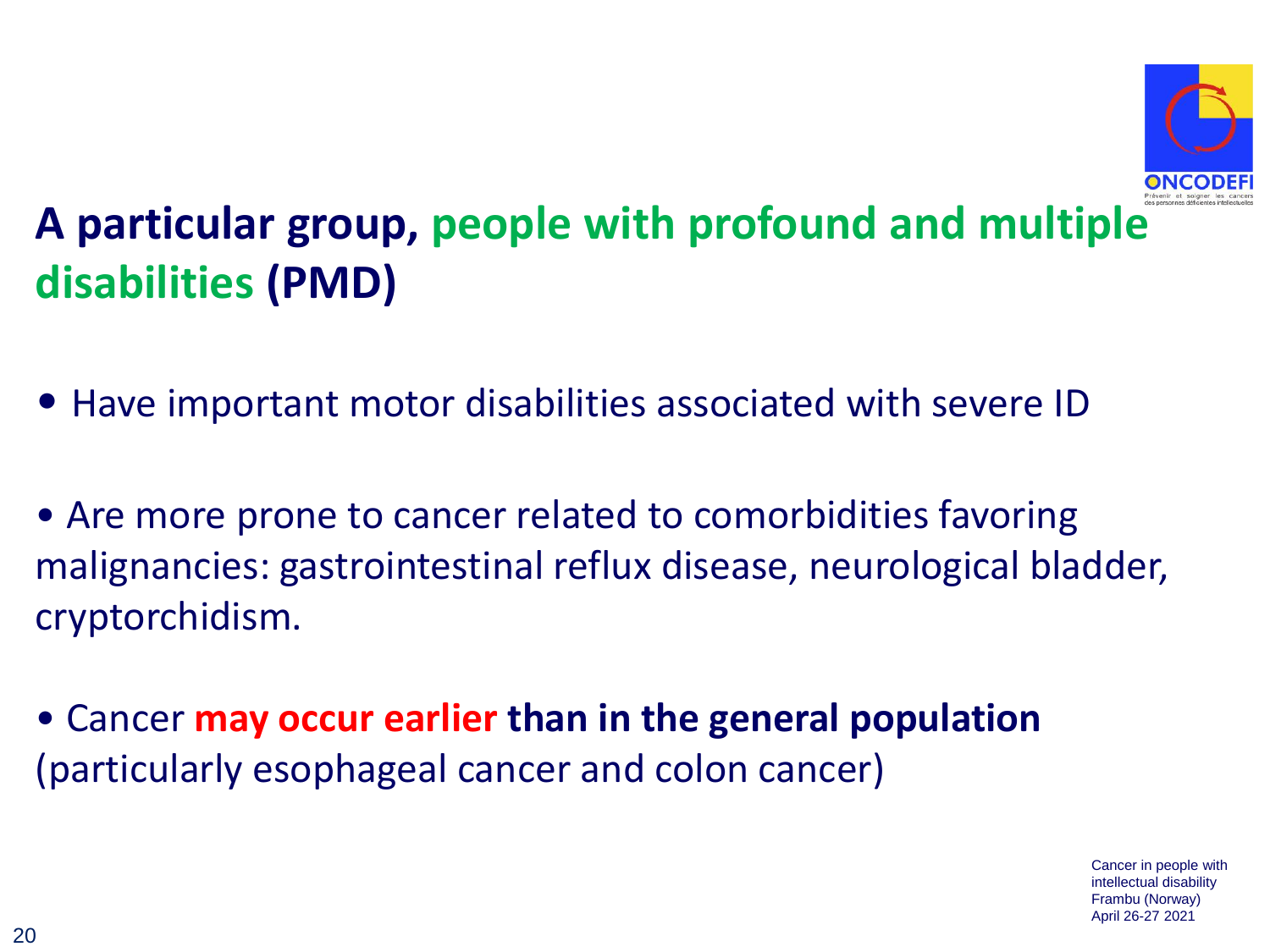# A particular group, people with profound and multiple disabilities (PMD)

- Have important motor disabilities associated with severe ID

- Are more prone to cancer related to comorbidities favoring malignancies: gastrointestinal reflux disease, neurological bladder, cryptorchidism.

- Cancer **may occur earlier than in the general population** (particularly esophageal cancer and colon cancer)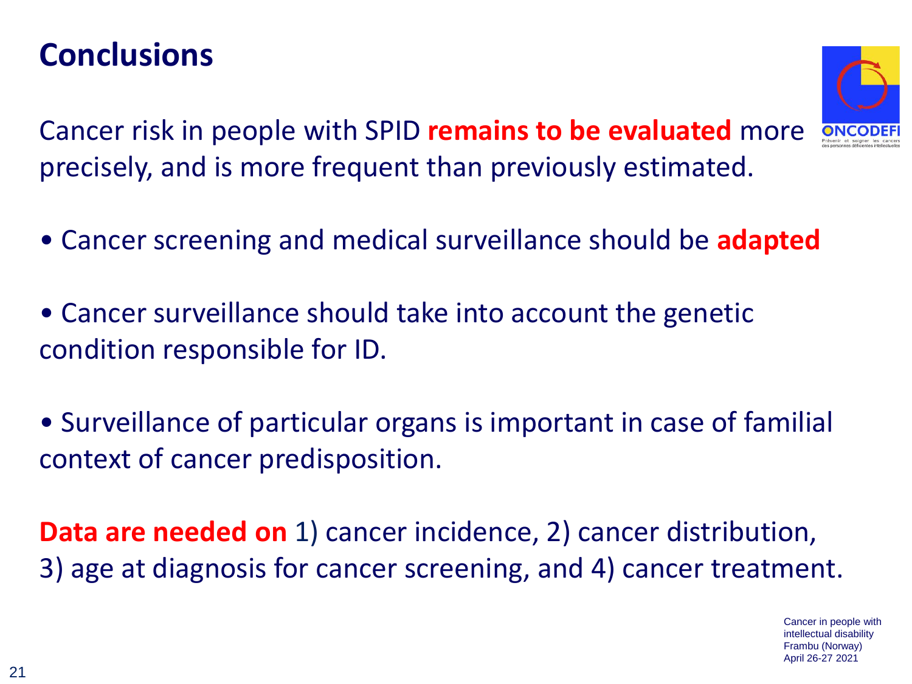# Conclusions

Cancer risk in people with SPID **remains to be evaluated** more precisely, and is more frequent than previously estimated.

- Cancer screening and medical surveillance should be **adapted**
- Cancer surveillance should take into account the genetic condition responsible for ID.
- Surveillance of particular organs is important in case of familial context of cancer predisposition.

**Data are needed on** 1) cancer incidence, 2) cancer distribution, 3) age at diagnosis for cancer screening, and 4) cancer treatment.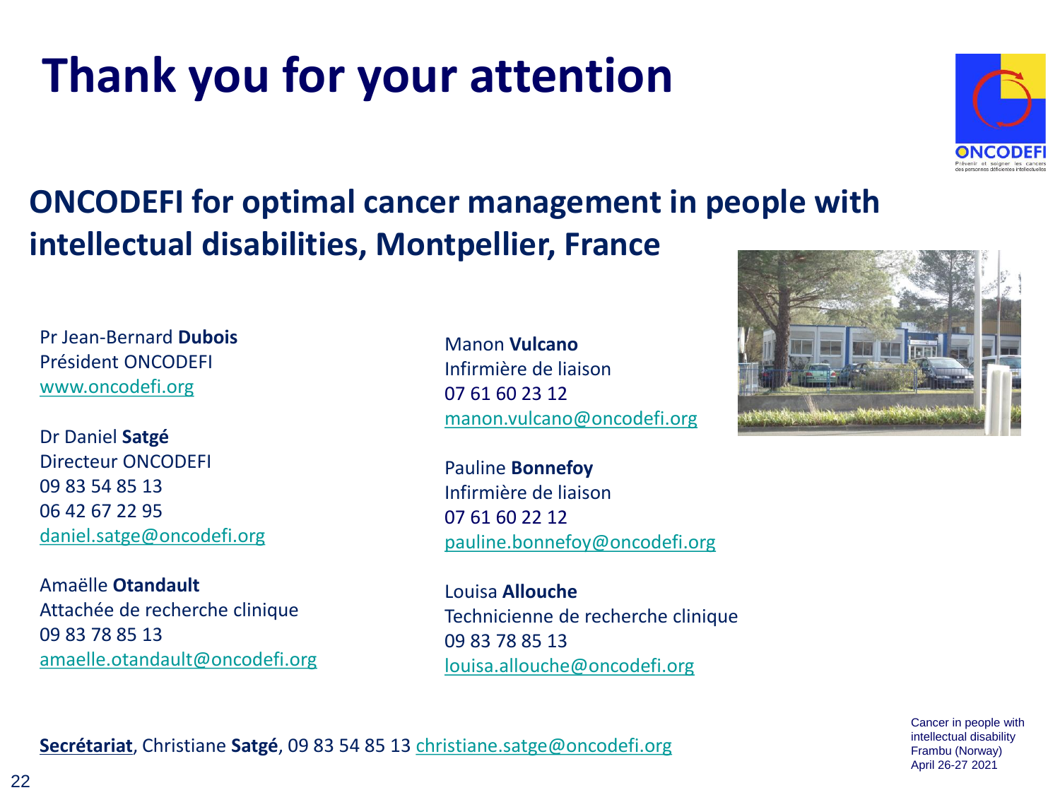# Thank you for your attention

## ONCODEFI for optimal cancer management in people with intellectual disabilities, Montpellier, France

Pr Jean-Bernard **Dubois**
Président ONCODEFI
www.oncodefi.org

Dr Daniel **Satgé**
Directeur ONCODEFI
09 83 54 85 13
06 42 67 22 95
daniel.satge@oncodefi.org

Amaëlle **Otandault**
Attachée de recherche clinique
09 83 78 85 13
amaelle.otandault@oncodefi.org

Manon **Vulcano**
Infirmière de liaison
07 61 60 23 12
manon.vulcano@oncodefi.org

Pauline **Bonnefoy**
Infirmière de liaison
07 61 60 22 12
pauline.bonnefoy@oncodefi.org

Louisa **Allouche**
Technicienne de recherche clinique
09 83 78 85 13
louisa.allouche@oncodefi.org

**Secrétariat**, Christiane **Satgé**, 09 83 54 85 13 christiane.satge@oncodefi.org